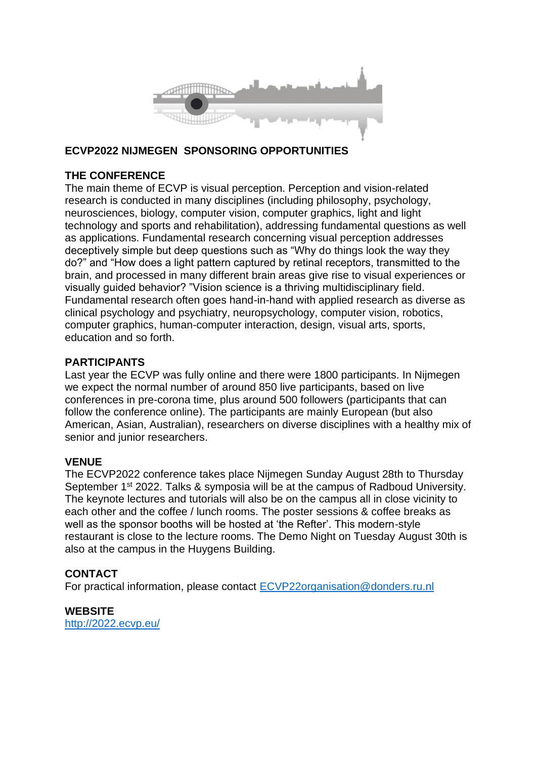# ECVP2022 NIJMEGEN SPONSORING OPPORTUNITIES

## THE CONFERENCE

The main theme of ECVP is visual perception. Perception and vision-related research is conducted in many disciplines (including philosophy, psychology, neurosciences, biology, computer vision, computer graphics, light and light technology and sports and rehabilitation), addressing fundamental questions as well as applications. Fundamental research concerning visual perception addresses deceptively simple but deep questions such as "Why do things look the way they do?" and "How does a light pattern captured by retinal receptors, transmitted to the brain, and processed in many different brain areas give rise to visual experiences or visually guided behavior? "Vision science is a thriving multidisciplinary field. Fundamental research often goes hand-in-hand with applied research as diverse as clinical psychology and psychiatry, neuropsychology, computer vision, robotics, computer graphics, human-computer interaction, design, visual arts, sports, education and so forth.

## PARTICIPANTS

Last year the ECVP was fully online and there were 1800 participants. In Nijmegen we expect the normal number of around 850 live participants, based on live conferences in pre-corona time, plus around 500 followers (participants that can follow the conference online). The participants are mainly European (but also American, Asian, Australian), researchers on diverse disciplines with a healthy mix of senior and junior researchers.

## VENUE

The ECVP2022 conference takes place Nijmegen Sunday August 28th to Thursday September 1st 2022. Talks & symposia will be at the campus of Radboud University. The keynote lectures and tutorials will also be on the campus all in close vicinity to each other and the coffee / lunch rooms. The poster sessions & coffee breaks as well as the sponsor booths will be hosted at 'the Refter'. This modern-style restaurant is close to the lecture rooms. The Demo Night on Tuesday August 30th is also at the campus in the Huygens Building.

## CONTACT

For practical information, please contact ECVP22organisation@donders.ru.nl

## WEBSITE

http://2022.ecvp.eu/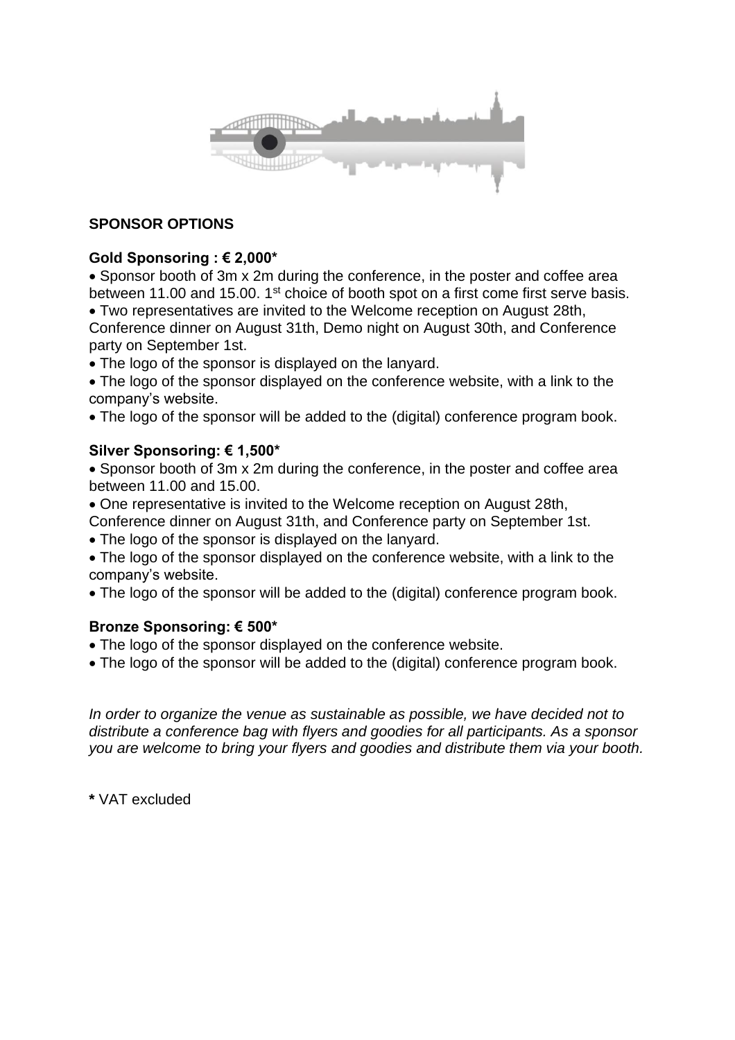## SPONSOR OPTIONS

### Gold Sponsoring : € 2,000*

- Sponsor booth of 3m x 2m during the conference, in the poster and coffee area between 11.00 and 15.00. 1st choice of booth spot on a first come first serve basis.
- Two representatives are invited to the Welcome reception on August 28th, Conference dinner on August 31th, Demo night on August 30th, and Conference party on September 1st.
- The logo of the sponsor is displayed on the lanyard.
- The logo of the sponsor displayed on the conference website, with a link to the company's website.
- The logo of the sponsor will be added to the (digital) conference program book.

### Silver Sponsoring: € 1,500*

- Sponsor booth of 3m x 2m during the conference, in the poster and coffee area between 11.00 and 15.00.
- One representative is invited to the Welcome reception on August 28th, Conference dinner on August 31th, and Conference party on September 1st.
- The logo of the sponsor is displayed on the lanyard.
- The logo of the sponsor displayed on the conference website, with a link to the company's website.
- The logo of the sponsor will be added to the (digital) conference program book.

### Bronze Sponsoring: € 500*

- The logo of the sponsor displayed on the conference website.
- The logo of the sponsor will be added to the (digital) conference program book.

*In order to organize the venue as sustainable as possible, we have decided not to distribute a conference bag with flyers and goodies for all participants. As a sponsor you are welcome to bring your flyers and goodies and distribute them via your booth.*

**\*** VAT excluded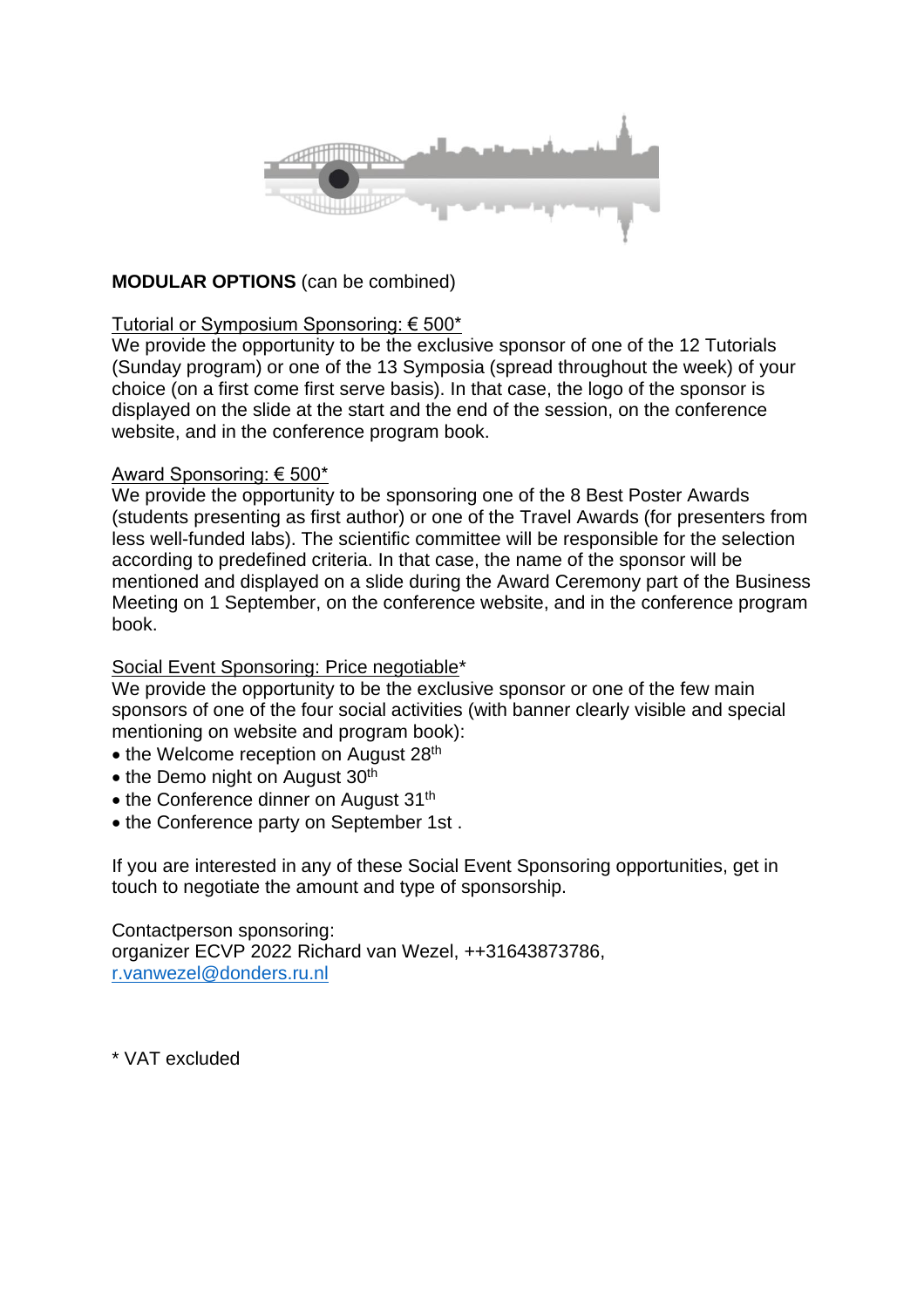**MODULAR OPTIONS** (can be combined)

Tutorial or Symposium Sponsoring: € 500*
We provide the opportunity to be the exclusive sponsor of one of the 12 Tutorials (Sunday program) or one of the 13 Symposia (spread throughout the week) of your choice (on a first come first serve basis). In that case, the logo of the sponsor is displayed on the slide at the start and the end of the session, on the conference website, and in the conference program book.

Award Sponsoring: € 500*
We provide the opportunity to be sponsoring one of the 8 Best Poster Awards (students presenting as first author) or one of the Travel Awards (for presenters from less well-funded labs). The scientific committee will be responsible for the selection according to predefined criteria. In that case, the name of the sponsor will be mentioned and displayed on a slide during the Award Ceremony part of the Business Meeting on 1 September, on the conference website, and in the conference program book.

Social Event Sponsoring: Price negotiable*
We provide the opportunity to be the exclusive sponsor or one of the few main sponsors of one of the four social activities (with banner clearly visible and special mentioning on website and program book):

- the Welcome reception on August 28th
- the Demo night on August 30th
- the Conference dinner on August 31th
- the Conference party on September 1st .

If you are interested in any of these Social Event Sponsoring opportunities, get in touch to negotiate the amount and type of sponsorship.

Contactperson sponsoring:
organizer ECVP 2022 Richard van Wezel, ++31643873786, r.vanwezel@donders.ru.nl

\* VAT excluded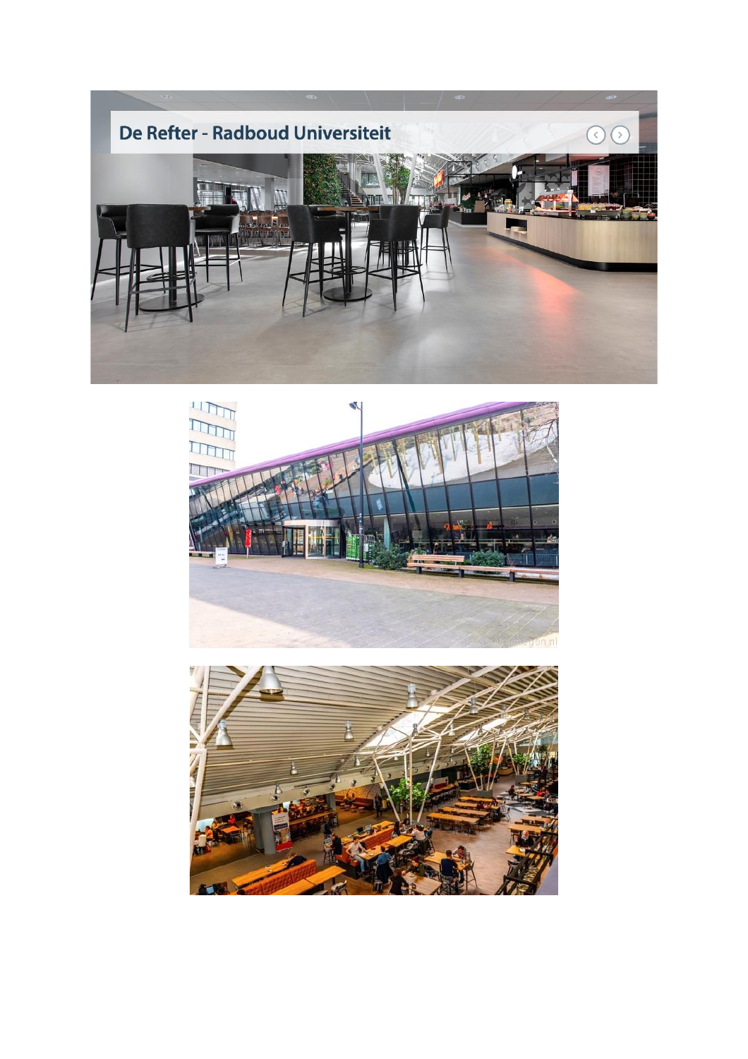# De Refter - Radboud Universiteit